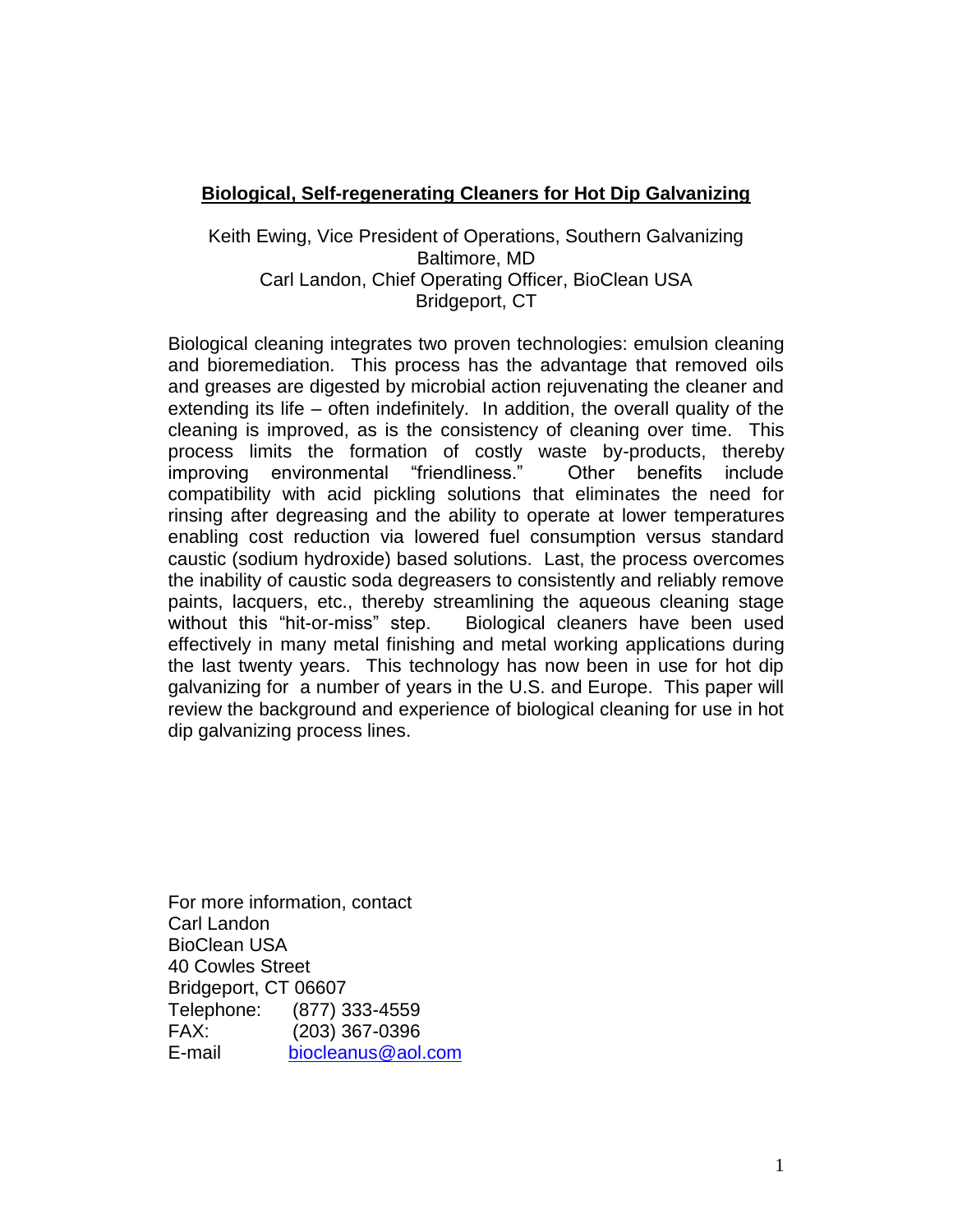# Biological, Self-regenerating Cleaners for Hot Dip Galvanizing

Keith Ewing, Vice President of Operations, Southern Galvanizing
Baltimore, MD
Carl Landon, Chief Operating Officer, BioClean USA
Bridgeport, CT

Biological cleaning integrates two proven technologies: emulsion cleaning and bioremediation. This process has the advantage that removed oils and greases are digested by microbial action rejuvenating the cleaner and extending its life – often indefinitely. In addition, the overall quality of the cleaning is improved, as is the consistency of cleaning over time. This process limits the formation of costly waste by-products, thereby improving environmental "friendliness." Other benefits include compatibility with acid pickling solutions that eliminates the need for rinsing after degreasing and the ability to operate at lower temperatures enabling cost reduction via lowered fuel consumption versus standard caustic (sodium hydroxide) based solutions. Last, the process overcomes the inability of caustic soda degreasers to consistently and reliably remove paints, lacquers, etc., thereby streamlining the aqueous cleaning stage without this "hit-or-miss" step. Biological cleaners have been used effectively in many metal finishing and metal working applications during the last twenty years. This technology has now been in use for hot dip galvanizing for a number of years in the U.S. and Europe. This paper will review the background and experience of biological cleaning for use in hot dip galvanizing process lines.

For more information, contact
Carl Landon
BioClean USA
40 Cowles Street
Bridgeport, CT 06607
Telephone: (877) 333-4559
FAX: (203) 367-0396
E-mail biocleanus@aol.com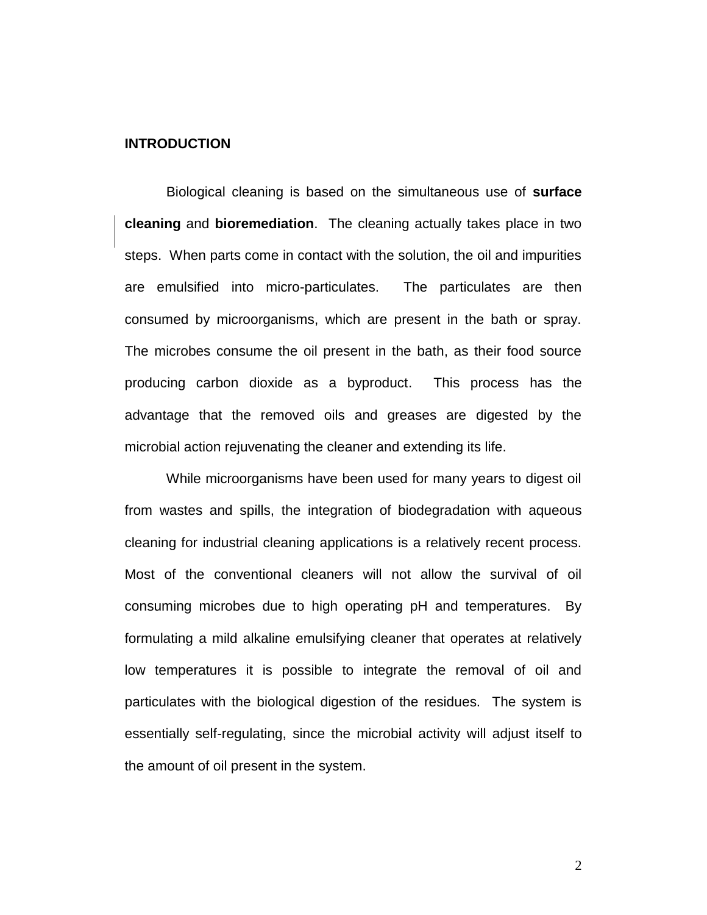## INTRODUCTION

Biological cleaning is based on the simultaneous use of **surface cleaning** and **bioremediation**. The cleaning actually takes place in two steps. When parts come in contact with the solution, the oil and impurities are emulsified into micro-particulates. The particulates are then consumed by microorganisms, which are present in the bath or spray. The microbes consume the oil present in the bath, as their food source producing carbon dioxide as a byproduct. This process has the advantage that the removed oils and greases are digested by the microbial action rejuvenating the cleaner and extending its life.

While microorganisms have been used for many years to digest oil from wastes and spills, the integration of biodegradation with aqueous cleaning for industrial cleaning applications is a relatively recent process. Most of the conventional cleaners will not allow the survival of oil consuming microbes due to high operating pH and temperatures. By formulating a mild alkaline emulsifying cleaner that operates at relatively low temperatures it is possible to integrate the removal of oil and particulates with the biological digestion of the residues. The system is essentially self-regulating, since the microbial activity will adjust itself to the amount of oil present in the system.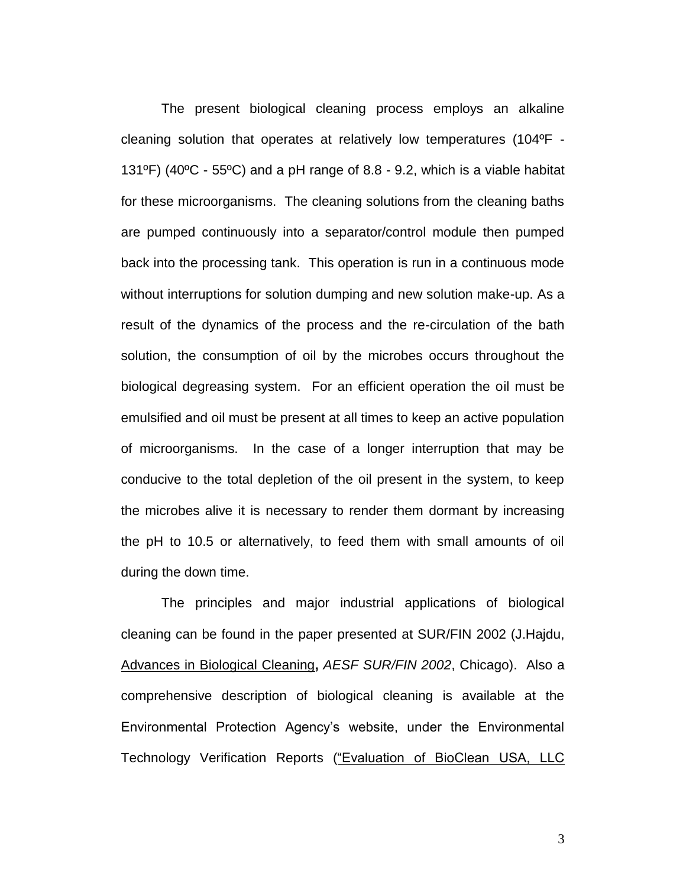The present biological cleaning process employs an alkaline cleaning solution that operates at relatively low temperatures (104ºF - 131ºF) (40ºC - 55ºC) and a pH range of 8.8 - 9.2, which is a viable habitat for these microorganisms. The cleaning solutions from the cleaning baths are pumped continuously into a separator/control module then pumped back into the processing tank. This operation is run in a continuous mode without interruptions for solution dumping and new solution make-up. As a result of the dynamics of the process and the re-circulation of the bath solution, the consumption of oil by the microbes occurs throughout the biological degreasing system. For an efficient operation the oil must be emulsified and oil must be present at all times to keep an active population of microorganisms. In the case of a longer interruption that may be conducive to the total depletion of the oil present in the system, to keep the microbes alive it is necessary to render them dormant by increasing the pH to 10.5 or alternatively, to feed them with small amounts of oil during the down time.

The principles and major industrial applications of biological cleaning can be found in the paper presented at SUR/FIN 2002 (J.Hajdu, Advances in Biological Cleaning**,** *AESF SUR/FIN 2002*, Chicago). Also a comprehensive description of biological cleaning is available at the Environmental Protection Agency's website, under the Environmental Technology Verification Reports ("Evaluation of BioClean USA, LLC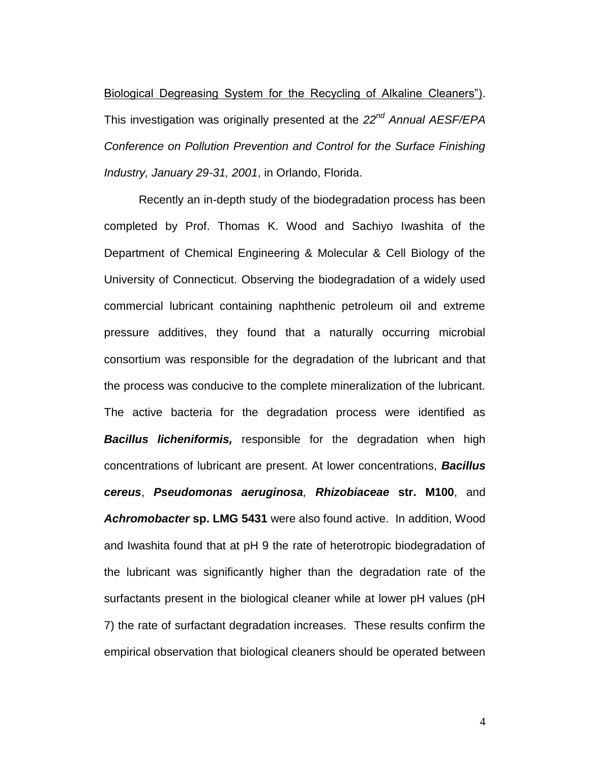Biological Degreasing System for the Recycling of Alkaline Cleaners"). This investigation was originally presented at the *22nd Annual AESF/EPA Conference on Pollution Prevention and Control for the Surface Finishing Industry, January 29-31, 2001*, in Orlando, Florida.

Recently an in-depth study of the biodegradation process has been completed by Prof. Thomas K. Wood and Sachiyo Iwashita of the Department of Chemical Engineering & Molecular & Cell Biology of the University of Connecticut. Observing the biodegradation of a widely used commercial lubricant containing naphthenic petroleum oil and extreme pressure additives, they found that a naturally occurring microbial consortium was responsible for the degradation of the lubricant and that the process was conducive to the complete mineralization of the lubricant. The active bacteria for the degradation process were identified as ***Bacillus licheniformis,*** responsible for the degradation when high concentrations of lubricant are present. At lower concentrations, ***Bacillus cereus***, ***Pseudomonas aeruginosa,*** ***Rhizobiaceae*** **str. M100**, and ***Achromobacter*** **sp. LMG 5431** were also found active. In addition, Wood and Iwashita found that at pH 9 the rate of heterotropic biodegradation of the lubricant was significantly higher than the degradation rate of the surfactants present in the biological cleaner while at lower pH values (pH 7) the rate of surfactant degradation increases. These results confirm the empirical observation that biological cleaners should be operated between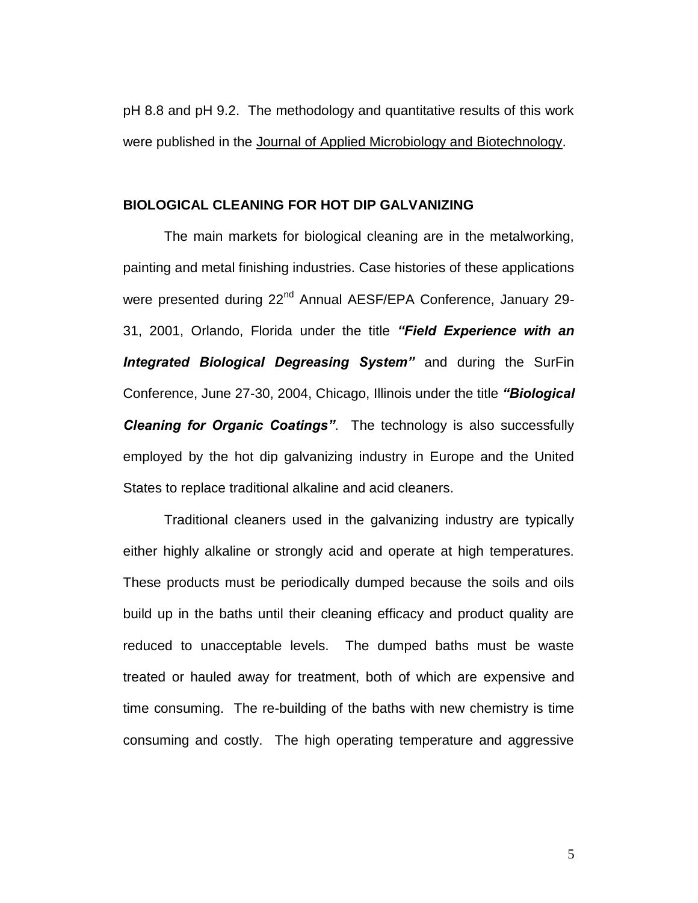pH 8.8 and pH 9.2. The methodology and quantitative results of this work were published in the Journal of Applied Microbiology and Biotechnology.

## BIOLOGICAL CLEANING FOR HOT DIP GALVANIZING

The main markets for biological cleaning are in the metalworking, painting and metal finishing industries. Case histories of these applications were presented during 22nd Annual AESF/EPA Conference, January 29-31, 2001, Orlando, Florida under the title ***"Field Experience with an Integrated Biological Degreasing System"*** and during the SurFin Conference, June 27-30, 2004, Chicago, Illinois under the title ***"Biological Cleaning for Organic Coatings"***. The technology is also successfully employed by the hot dip galvanizing industry in Europe and the United States to replace traditional alkaline and acid cleaners.

Traditional cleaners used in the galvanizing industry are typically either highly alkaline or strongly acid and operate at high temperatures. These products must be periodically dumped because the soils and oils build up in the baths until their cleaning efficacy and product quality are reduced to unacceptable levels. The dumped baths must be waste treated or hauled away for treatment, both of which are expensive and time consuming. The re-building of the baths with new chemistry is time consuming and costly. The high operating temperature and aggressive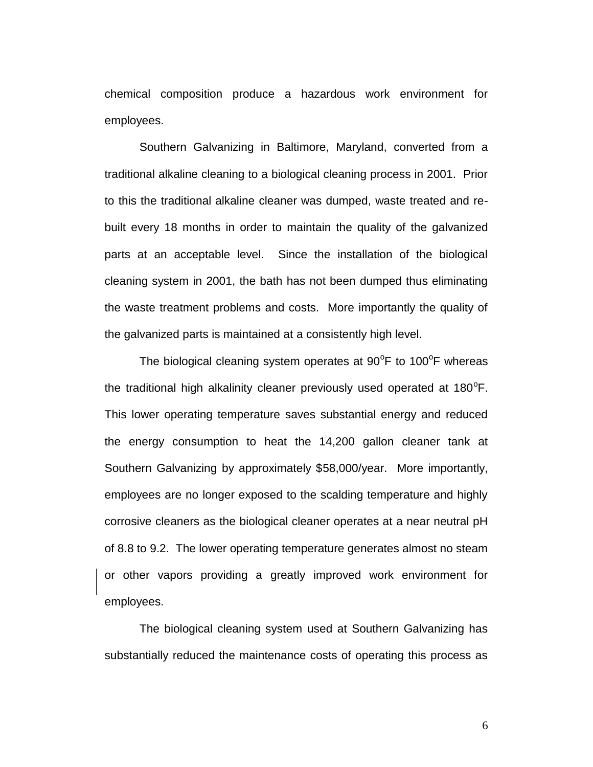chemical composition produce a hazardous work environment for employees.

Southern Galvanizing in Baltimore, Maryland, converted from a traditional alkaline cleaning to a biological cleaning process in 2001. Prior to this the traditional alkaline cleaner was dumped, waste treated and re-built every 18 months in order to maintain the quality of the galvanized parts at an acceptable level. Since the installation of the biological cleaning system in 2001, the bath has not been dumped thus eliminating the waste treatment problems and costs. More importantly the quality of the galvanized parts is maintained at a consistently high level.

The biological cleaning system operates at 90$^{o}$F to 100$^{o}$F whereas the traditional high alkalinity cleaner previously used operated at 180$^{o}$F. This lower operating temperature saves substantial energy and reduced the energy consumption to heat the 14,200 gallon cleaner tank at Southern Galvanizing by approximately $58,000/year. More importantly, employees are no longer exposed to the scalding temperature and highly corrosive cleaners as the biological cleaner operates at a near neutral pH of 8.8 to 9.2. The lower operating temperature generates almost no steam or other vapors providing a greatly improved work environment for employees.

The biological cleaning system used at Southern Galvanizing has substantially reduced the maintenance costs of operating this process as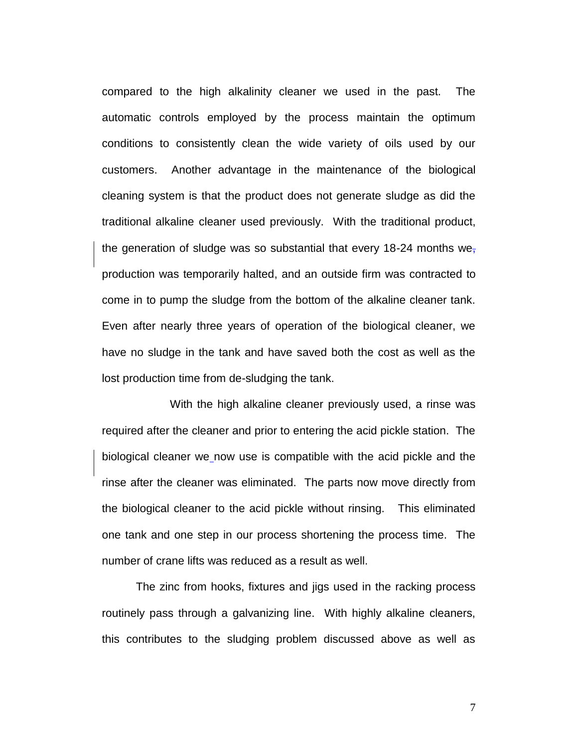compared to the high alkalinity cleaner we used in the past. The automatic controls employed by the process maintain the optimum conditions to consistently clean the wide variety of oils used by our customers. Another advantage in the maintenance of the biological cleaning system is that the product does not generate sludge as did the traditional alkaline cleaner used previously. With the traditional product, the generation of sludge was so substantial that every 18-24 months we, production was temporarily halted, and an outside firm was contracted to come in to pump the sludge from the bottom of the alkaline cleaner tank. Even after nearly three years of operation of the biological cleaner, we have no sludge in the tank and have saved both the cost as well as the lost production time from de-sludging the tank.

With the high alkaline cleaner previously used, a rinse was required after the cleaner and prior to entering the acid pickle station. The biological cleaner we now use is compatible with the acid pickle and the rinse after the cleaner was eliminated. The parts now move directly from the biological cleaner to the acid pickle without rinsing. This eliminated one tank and one step in our process shortening the process time. The number of crane lifts was reduced as a result as well.

The zinc from hooks, fixtures and jigs used in the racking process routinely pass through a galvanizing line. With highly alkaline cleaners, this contributes to the sludging problem discussed above as well as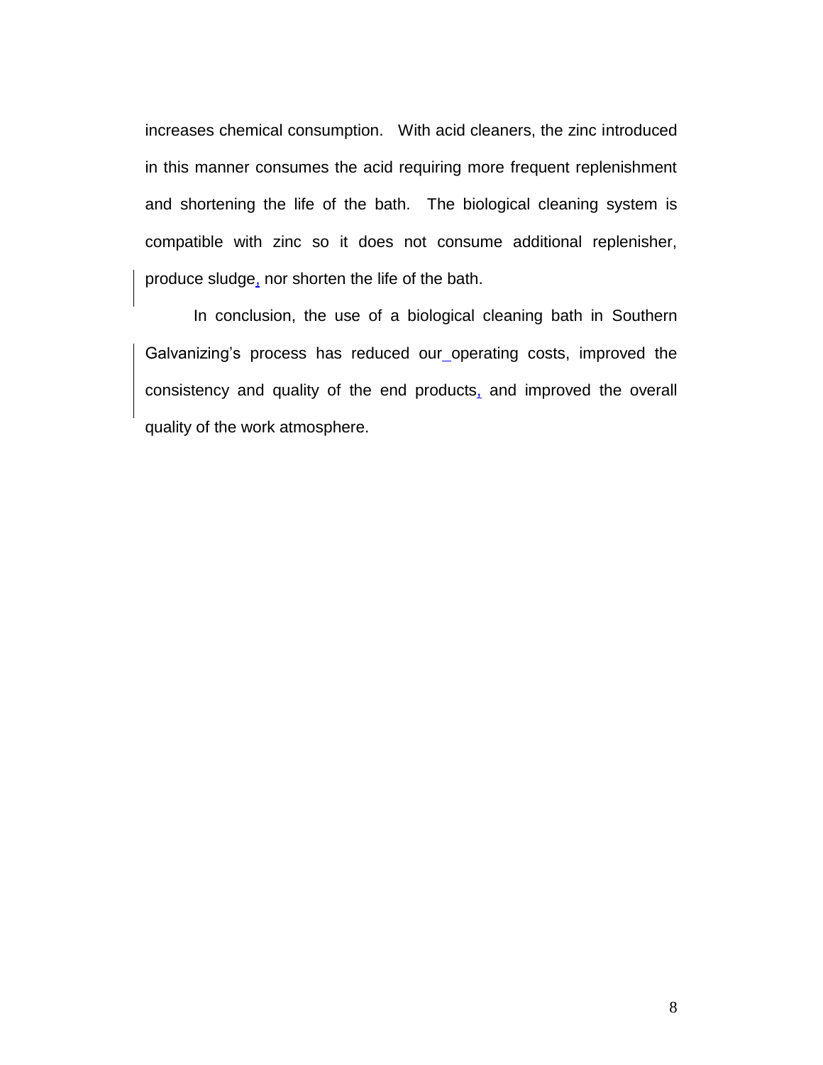increases chemical consumption. With acid cleaners, the zinc introduced in this manner consumes the acid requiring more frequent replenishment and shortening the life of the bath. The biological cleaning system is compatible with zinc so it does not consume additional replenisher, produce sludge, nor shorten the life of the bath.

In conclusion, the use of a biological cleaning bath in Southern Galvanizing's process has reduced our operating costs, improved the consistency and quality of the end products, and improved the overall quality of the work atmosphere.